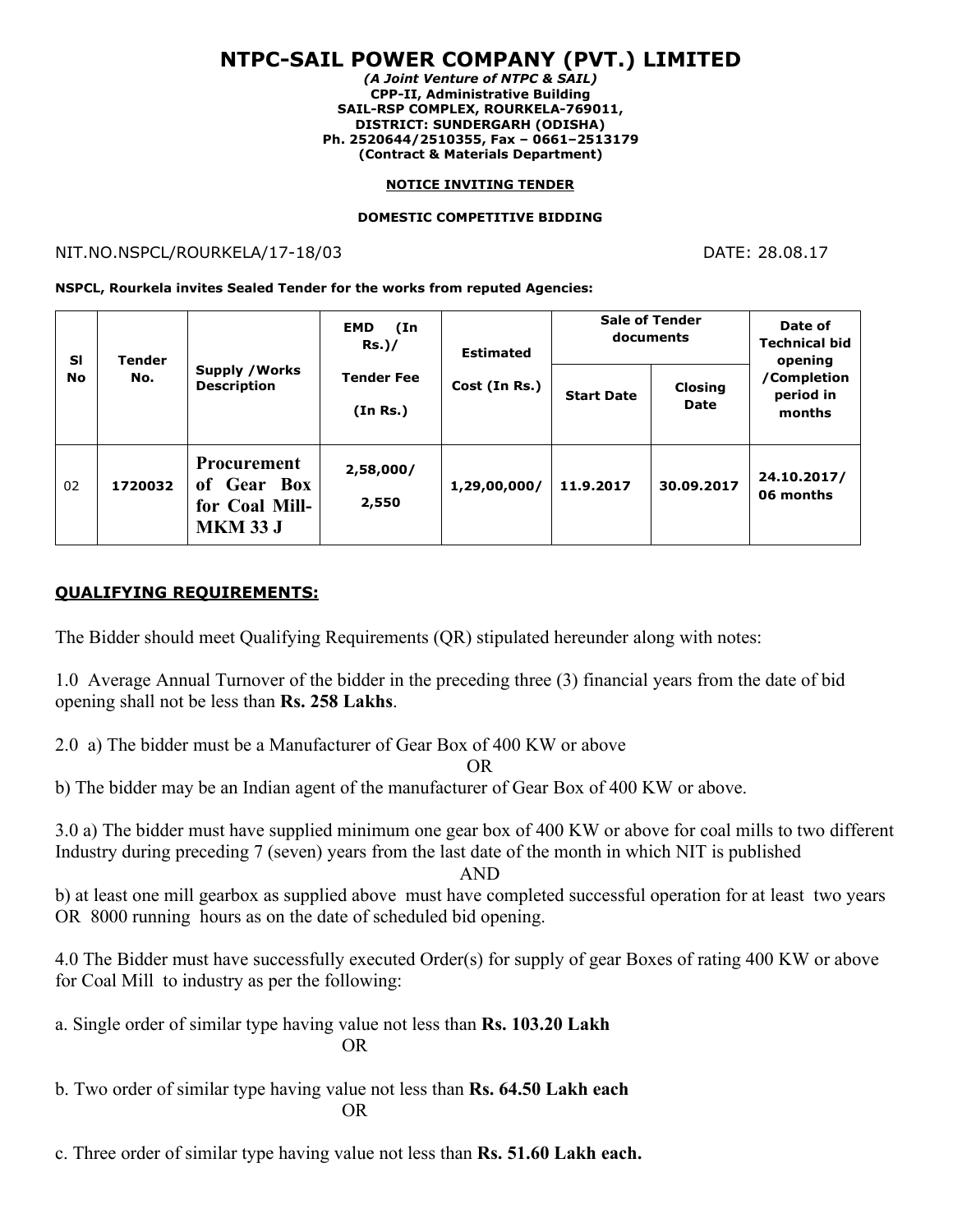# NTPC-SAIL POWER COMPANY (PVT.) LIMITED

***(A Joint Venture of NTPC & SAIL)***
**CPP-II, Administrative Building**
**SAIL-RSP COMPLEX, ROURKELA-769011,**
**DISTRICT: SUNDERGARH (ODISHA)**
**Ph. 2520644/2510355, Fax – 0661–2513179**
**(Contract & Materials Department)**

**NOTICE INVITING TENDER**

**DOMESTIC COMPETITIVE BIDDING**

NIT.NO.NSPCL/ROURKELA/17-18/03 DATE: 28.08.17

**NSPCL, Rourkela invites Sealed Tender for the works from reputed Agencies:**

| Sl No | Tender No. | Supply /Works Description | EMD (In Rs.)/ Tender Fee (In Rs.) | Estimated Cost (In Rs.) | Sale of Tender documents | | Date of Technical bid opening /Completion period in months |
|---|---|---|---|---|---|---|---|
| | | | | | Start Date | Closing Date | |
| 02 | **1720032** | **Procurement of Gear Box for Coal Mill-MKM 33 J** | 2,58,000/ 2,550 | 1,29,00,000/ | 11.9.2017 | 30.09.2017 | 24.10.2017/ 06 months |

## QUALIFYING REQUIREMENTS:

The Bidder should meet Qualifying Requirements (QR) stipulated hereunder along with notes:

1.0 Average Annual Turnover of the bidder in the preceding three (3) financial years from the date of bid opening shall not be less than **Rs. 258 Lakhs**.

2.0 a) The bidder must be a Manufacturer of Gear Box of 400 KW or above

OR

b) The bidder may be an Indian agent of the manufacturer of Gear Box of 400 KW or above.

3.0 a) The bidder must have supplied minimum one gear box of 400 KW or above for coal mills to two different Industry during preceding 7 (seven) years from the last date of the month in which NIT is published

AND

b) at least one mill gearbox as supplied above must have completed successful operation for at least two years OR 8000 running hours as on the date of scheduled bid opening.

4.0 The Bidder must have successfully executed Order(s) for supply of gear Boxes of rating 400 KW or above for Coal Mill to industry as per the following:

a. Single order of similar type having value not less than **Rs. 103.20 Lakh**

OR

b. Two order of similar type having value not less than **Rs. 64.50 Lakh each**

OR

c. Three order of similar type having value not less than **Rs. 51.60 Lakh each.**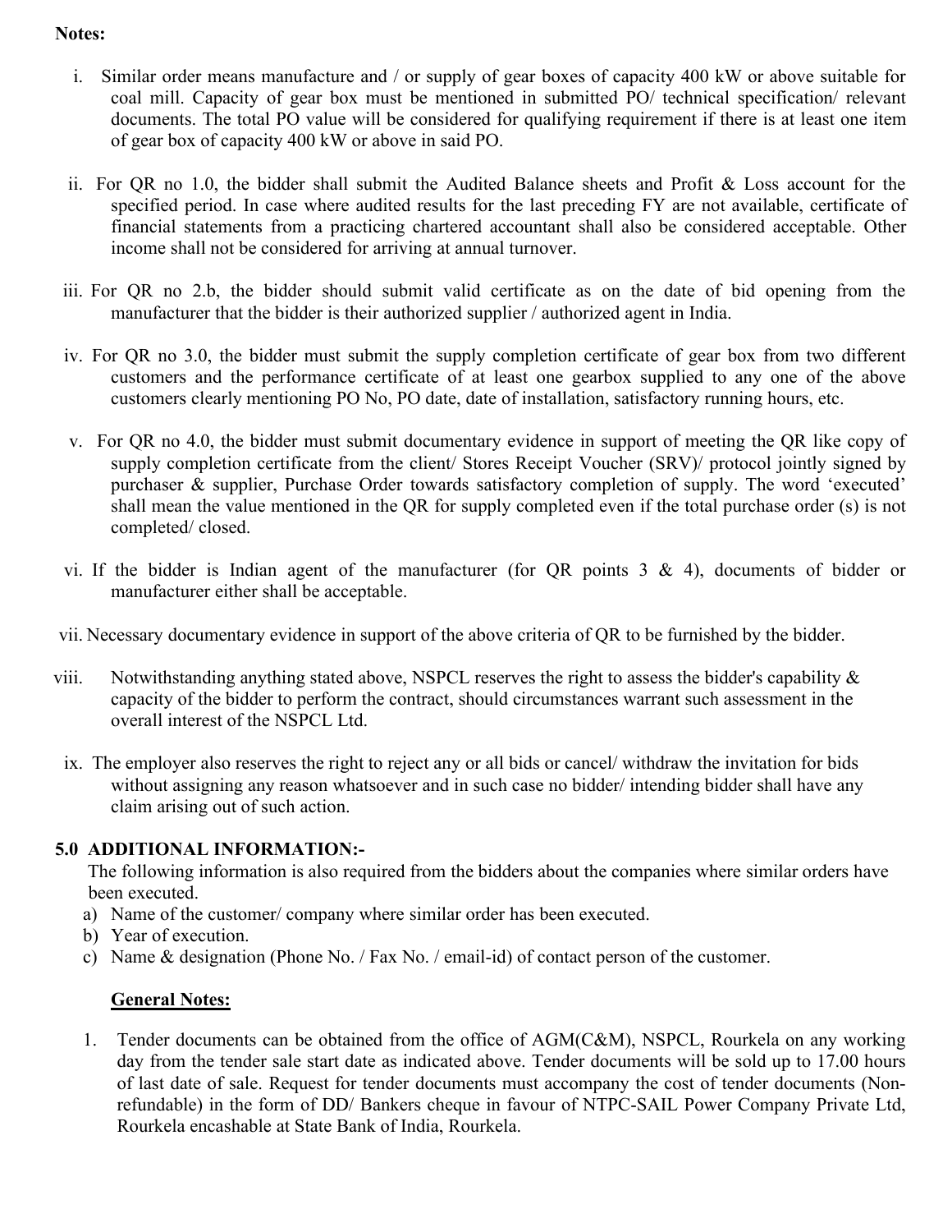**Notes:**

i. Similar order means manufacture and / or supply of gear boxes of capacity 400 kW or above suitable for coal mill. Capacity of gear box must be mentioned in submitted PO/ technical specification/ relevant documents. The total PO value will be considered for qualifying requirement if there is at least one item of gear box of capacity 400 kW or above in said PO.

ii. For QR no 1.0, the bidder shall submit the Audited Balance sheets and Profit & Loss account for the specified period. In case where audited results for the last preceding FY are not available, certificate of financial statements from a practicing chartered accountant shall also be considered acceptable. Other income shall not be considered for arriving at annual turnover.

iii. For QR no 2.b, the bidder should submit valid certificate as on the date of bid opening from the manufacturer that the bidder is their authorized supplier / authorized agent in India.

iv. For QR no 3.0, the bidder must submit the supply completion certificate of gear box from two different customers and the performance certificate of at least one gearbox supplied to any one of the above customers clearly mentioning PO No, PO date, date of installation, satisfactory running hours, etc.

v. For QR no 4.0, the bidder must submit documentary evidence in support of meeting the QR like copy of supply completion certificate from the client/ Stores Receipt Voucher (SRV)/ protocol jointly signed by purchaser & supplier, Purchase Order towards satisfactory completion of supply. The word 'executed' shall mean the value mentioned in the QR for supply completed even if the total purchase order (s) is not completed/ closed.

vi. If the bidder is Indian agent of the manufacturer (for QR points 3 & 4), documents of bidder or manufacturer either shall be acceptable.

vii. Necessary documentary evidence in support of the above criteria of QR to be furnished by the bidder.

viii. Notwithstanding anything stated above, NSPCL reserves the right to assess the bidder's capability & capacity of the bidder to perform the contract, should circumstances warrant such assessment in the overall interest of the NSPCL Ltd.

ix. The employer also reserves the right to reject any or all bids or cancel/ withdraw the invitation for bids without assigning any reason whatsoever and in such case no bidder/ intending bidder shall have any claim arising out of such action.

## 5.0 ADDITIONAL INFORMATION:-

The following information is also required from the bidders about the companies where similar orders have been executed.

a) Name of the customer/ company where similar order has been executed.
b) Year of execution.
c) Name & designation (Phone No. / Fax No. / email-id) of contact person of the customer.

**General Notes:**

1. Tender documents can be obtained from the office of AGM(C&M), NSPCL, Rourkela on any working day from the tender sale start date as indicated above. Tender documents will be sold up to 17.00 hours of last date of sale. Request for tender documents must accompany the cost of tender documents (Non-refundable) in the form of DD/ Bankers cheque in favour of NTPC-SAIL Power Company Private Ltd, Rourkela encashable at State Bank of India, Rourkela.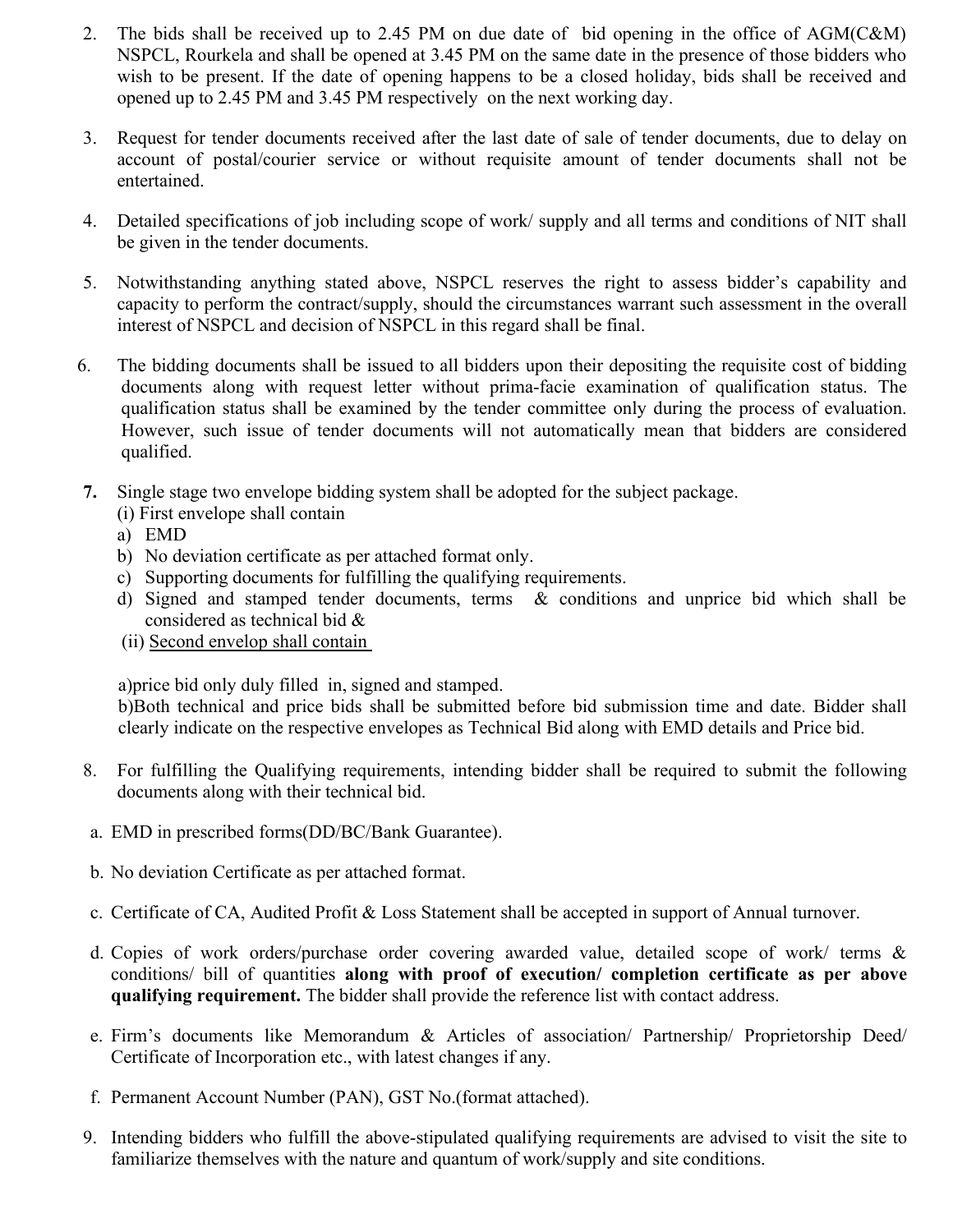2. The bids shall be received up to 2.45 PM on due date of bid opening in the office of AGM(C&M) NSPCL, Rourkela and shall be opened at 3.45 PM on the same date in the presence of those bidders who wish to be present. If the date of opening happens to be a closed holiday, bids shall be received and opened up to 2.45 PM and 3.45 PM respectively on the next working day.

3. Request for tender documents received after the last date of sale of tender documents, due to delay on account of postal/courier service or without requisite amount of tender documents shall not be entertained.

4. Detailed specifications of job including scope of work/ supply and all terms and conditions of NIT shall be given in the tender documents.

5. Notwithstanding anything stated above, NSPCL reserves the right to assess bidder's capability and capacity to perform the contract/supply, should the circumstances warrant such assessment in the overall interest of NSPCL and decision of NSPCL in this regard shall be final.

6. The bidding documents shall be issued to all bidders upon their depositing the requisite cost of bidding documents along with request letter without prima-facie examination of qualification status. The qualification status shall be examined by the tender committee only during the process of evaluation. However, such issue of tender documents will not automatically mean that bidders are considered qualified.

7. Single stage two envelope bidding system shall be adopted for the subject package.
   (i) First envelope shall contain
   a) EMD
   b) No deviation certificate as per attached format only.
   c) Supporting documents for fulfilling the qualifying requirements.
   d) Signed and stamped tender documents, terms & conditions and unprice bid which shall be considered as technical bid &
   
   (ii) Second envelop shall contain

   a)price bid only duly filled in, signed and stamped.
   b)Both technical and price bids shall be submitted before bid submission time and date. Bidder shall clearly indicate on the respective envelopes as Technical Bid along with EMD details and Price bid.

8. For fulfilling the Qualifying requirements, intending bidder shall be required to submit the following documents along with their technical bid.

   a. EMD in prescribed forms(DD/BC/Bank Guarantee).

   b. No deviation Certificate as per attached format.

   c. Certificate of CA, Audited Profit & Loss Statement shall be accepted in support of Annual turnover.

   d. Copies of work orders/purchase order covering awarded value, detailed scope of work/ terms & conditions/ bill of quantities **along with proof of execution/ completion certificate as per above qualifying requirement.** The bidder shall provide the reference list with contact address.

   e. Firm's documents like Memorandum & Articles of association/ Partnership/ Proprietorship Deed/ Certificate of Incorporation etc., with latest changes if any.

   f. Permanent Account Number (PAN), GST No.(format attached).

9. Intending bidders who fulfill the above-stipulated qualifying requirements are advised to visit the site to familiarize themselves with the nature and quantum of work/supply and site conditions.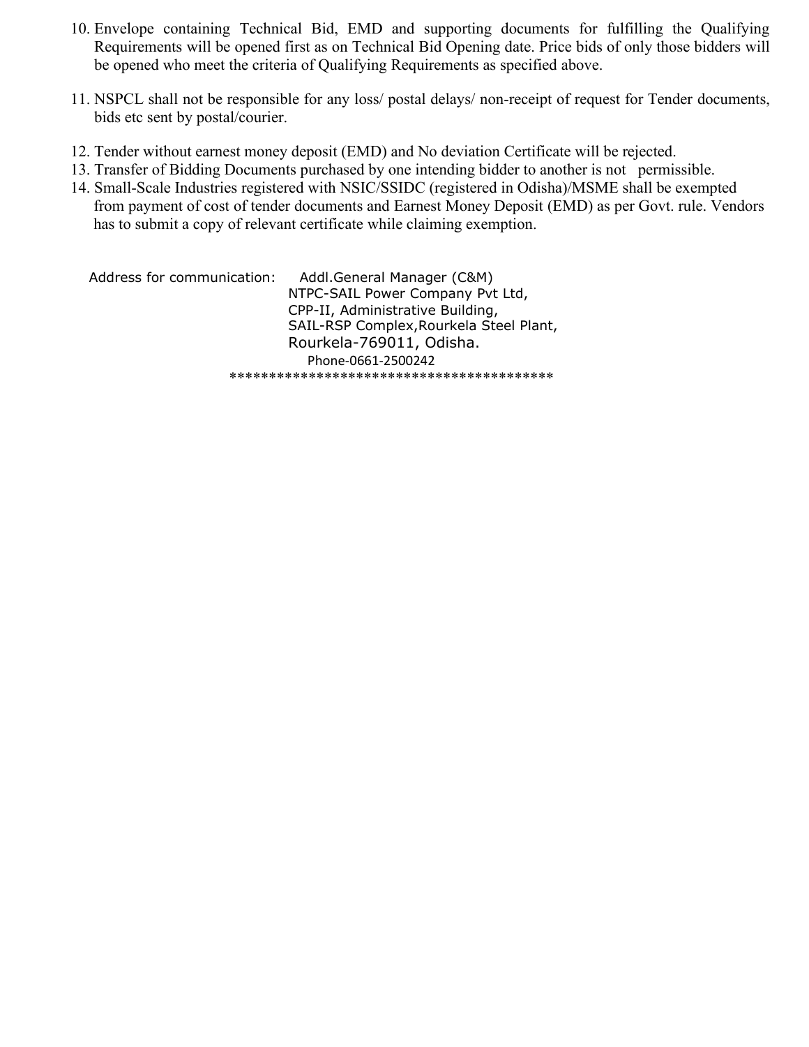10. Envelope containing Technical Bid, EMD and supporting documents for fulfilling the Qualifying Requirements will be opened first as on Technical Bid Opening date. Price bids of only those bidders will be opened who meet the criteria of Qualifying Requirements as specified above.

11. NSPCL shall not be responsible for any loss/ postal delays/ non-receipt of request for Tender documents, bids etc sent by postal/courier.

12. Tender without earnest money deposit (EMD) and No deviation Certificate will be rejected.
13. Transfer of Bidding Documents purchased by one intending bidder to another is not permissible.
14. Small-Scale Industries registered with NSIC/SSIDC (registered in Odisha)/MSME shall be exempted from payment of cost of tender documents and Earnest Money Deposit (EMD) as per Govt. rule. Vendors has to submit a copy of relevant certificate while claiming exemption.

Address for communication: Addl.General Manager (C&M)
NTPC-SAIL Power Company Pvt Ltd,
CPP-II, Administrative Building,
SAIL-RSP Complex,Rourkela Steel Plant,
Rourkela-769011, Odisha.
Phone-0661-2500242

*****************************************